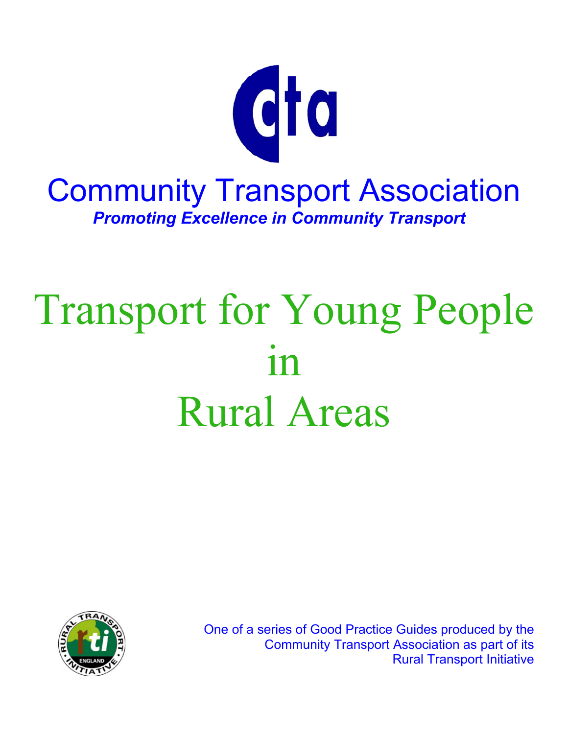cta

Community Transport Association

*Promoting Excellence in Community Transport*

# Transport for Young People in Rural Areas

One of a series of Good Practice Guides produced by the Community Transport Association as part of its Rural Transport Initiative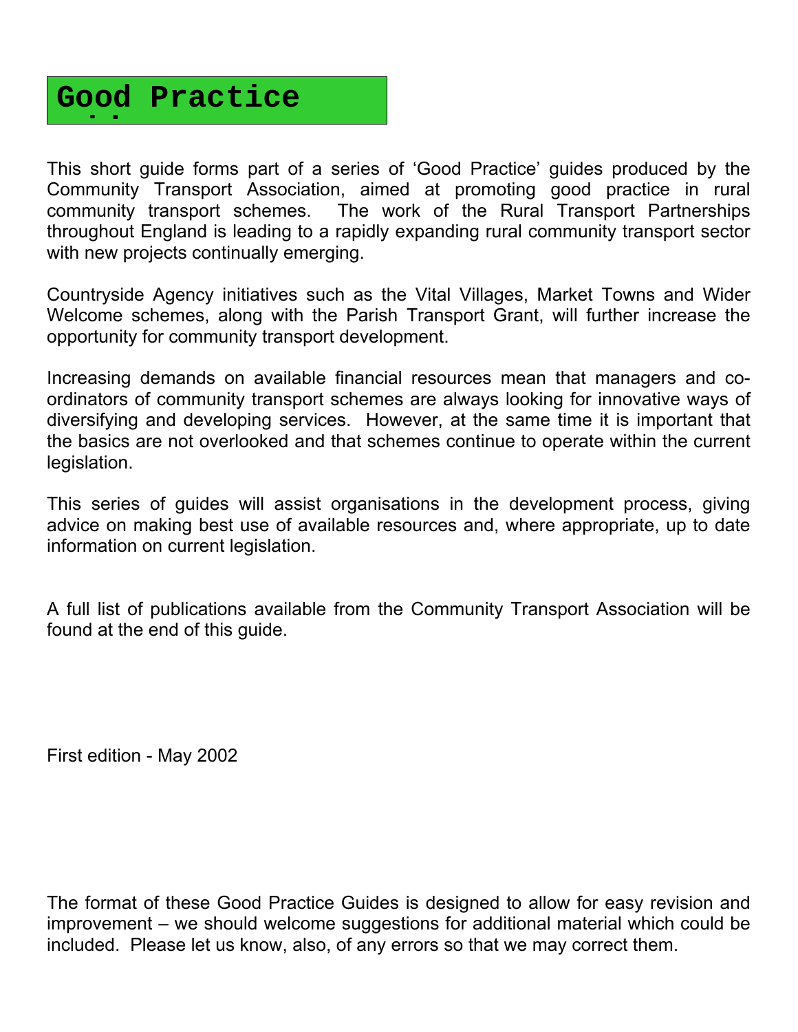# Good Practice Guides

This short guide forms part of a series of 'Good Practice' guides produced by the Community Transport Association, aimed at promoting good practice in rural community transport schemes. The work of the Rural Transport Partnerships throughout England is leading to a rapidly expanding rural community transport sector with new projects continually emerging.

Countryside Agency initiatives such as the Vital Villages, Market Towns and Wider Welcome schemes, along with the Parish Transport Grant, will further increase the opportunity for community transport development.

Increasing demands on available financial resources mean that managers and co-ordinators of community transport schemes are always looking for innovative ways of diversifying and developing services. However, at the same time it is important that the basics are not overlooked and that schemes continue to operate within the current legislation.

This series of guides will assist organisations in the development process, giving advice on making best use of available resources and, where appropriate, up to date information on current legislation.

A full list of publications available from the Community Transport Association will be found at the end of this guide.

First edition - May 2002

The format of these Good Practice Guides is designed to allow for easy revision and improvement – we should welcome suggestions for additional material which could be included. Please let us know, also, of any errors so that we may correct them.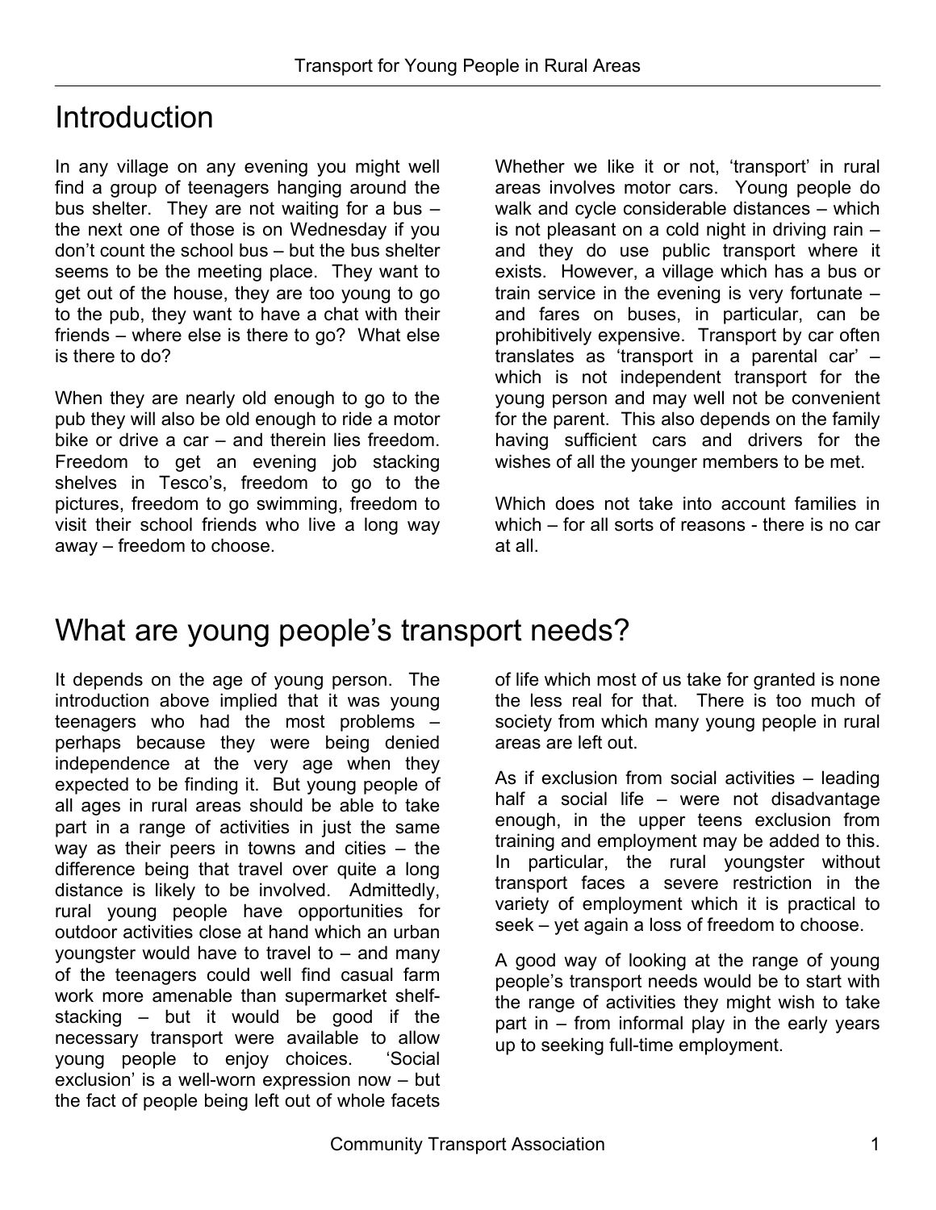# Introduction

In any village on any evening you might well find a group of teenagers hanging around the bus shelter. They are not waiting for a bus – the next one of those is on Wednesday if you don't count the school bus – but the bus shelter seems to be the meeting place. They want to get out of the house, they are too young to go to the pub, they want to have a chat with their friends – where else is there to go? What else is there to do?

When they are nearly old enough to go to the pub they will also be old enough to ride a motor bike or drive a car – and therein lies freedom. Freedom to get an evening job stacking shelves in Tesco's, freedom to go to the pictures, freedom to go swimming, freedom to visit their school friends who live a long way away – freedom to choose.

Whether we like it or not, 'transport' in rural areas involves motor cars. Young people do walk and cycle considerable distances – which is not pleasant on a cold night in driving rain – and they do use public transport where it exists. However, a village which has a bus or train service in the evening is very fortunate – and fares on buses, in particular, can be prohibitively expensive. Transport by car often translates as 'transport in a parental car' – which is not independent transport for the young person and may well not be convenient for the parent. This also depends on the family having sufficient cars and drivers for the wishes of all the younger members to be met.

Which does not take into account families in which – for all sorts of reasons - there is no car at all.

# What are young people's transport needs?

It depends on the age of young person. The introduction above implied that it was young teenagers who had the most problems – perhaps because they were being denied independence at the very age when they expected to be finding it. But young people of all ages in rural areas should be able to take part in a range of activities in just the same way as their peers in towns and cities – the difference being that travel over quite a long distance is likely to be involved. Admittedly, rural young people have opportunities for outdoor activities close at hand which an urban youngster would have to travel to – and many of the teenagers could well find casual farm work more amenable than supermarket shelf-stacking – but it would be good if the necessary transport were available to allow young people to enjoy choices. 'Social exclusion' is a well-worn expression now – but the fact of people being left out of whole facets of life which most of us take for granted is none the less real for that. There is too much of society from which many young people in rural areas are left out.

As if exclusion from social activities – leading half a social life – were not disadvantage enough, in the upper teens exclusion from training and employment may be added to this. In particular, the rural youngster without transport faces a severe restriction in the variety of employment which it is practical to seek – yet again a loss of freedom to choose.

A good way of looking at the range of young people's transport needs would be to start with the range of activities they might wish to take part in – from informal play in the early years up to seeking full-time employment.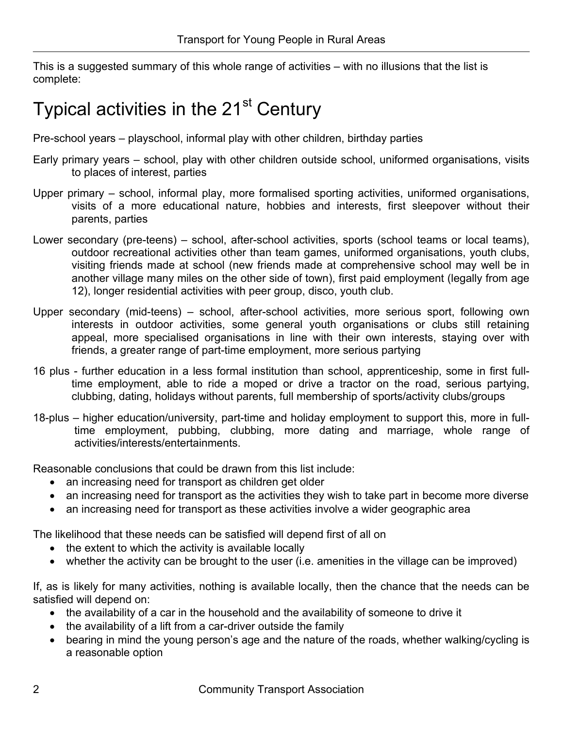This is a suggested summary of this whole range of activities – with no illusions that the list is complete:

# Typical activities in the 21st Century

Pre-school years – playschool, informal play with other children, birthday parties

Early primary years – school, play with other children outside school, uniformed organisations, visits to places of interest, parties

Upper primary – school, informal play, more formalised sporting activities, uniformed organisations, visits of a more educational nature, hobbies and interests, first sleepover without their parents, parties

Lower secondary (pre-teens) – school, after-school activities, sports (school teams or local teams), outdoor recreational activities other than team games, uniformed organisations, youth clubs, visiting friends made at school (new friends made at comprehensive school may well be in another village many miles on the other side of town), first paid employment (legally from age 12), longer residential activities with peer group, disco, youth club.

Upper secondary (mid-teens) – school, after-school activities, more serious sport, following own interests in outdoor activities, some general youth organisations or clubs still retaining appeal, more specialised organisations in line with their own interests, staying over with friends, a greater range of part-time employment, more serious partying

16 plus - further education in a less formal institution than school, apprenticeship, some in first full-time employment, able to ride a moped or drive a tractor on the road, serious partying, clubbing, dating, holidays without parents, full membership of sports/activity clubs/groups

18-plus – higher education/university, part-time and holiday employment to support this, more in full-time employment, pubbing, clubbing, more dating and marriage, whole range of activities/interests/entertainments.

Reasonable conclusions that could be drawn from this list include:

- an increasing need for transport as children get older
- an increasing need for transport as the activities they wish to take part in become more diverse
- an increasing need for transport as these activities involve a wider geographic area

The likelihood that these needs can be satisfied will depend first of all on

- the extent to which the activity is available locally
- whether the activity can be brought to the user (i.e. amenities in the village can be improved)

If, as is likely for many activities, nothing is available locally, then the chance that the needs can be satisfied will depend on:

- the availability of a car in the household and the availability of someone to drive it
- the availability of a lift from a car-driver outside the family
- bearing in mind the young person's age and the nature of the roads, whether walking/cycling is a reasonable option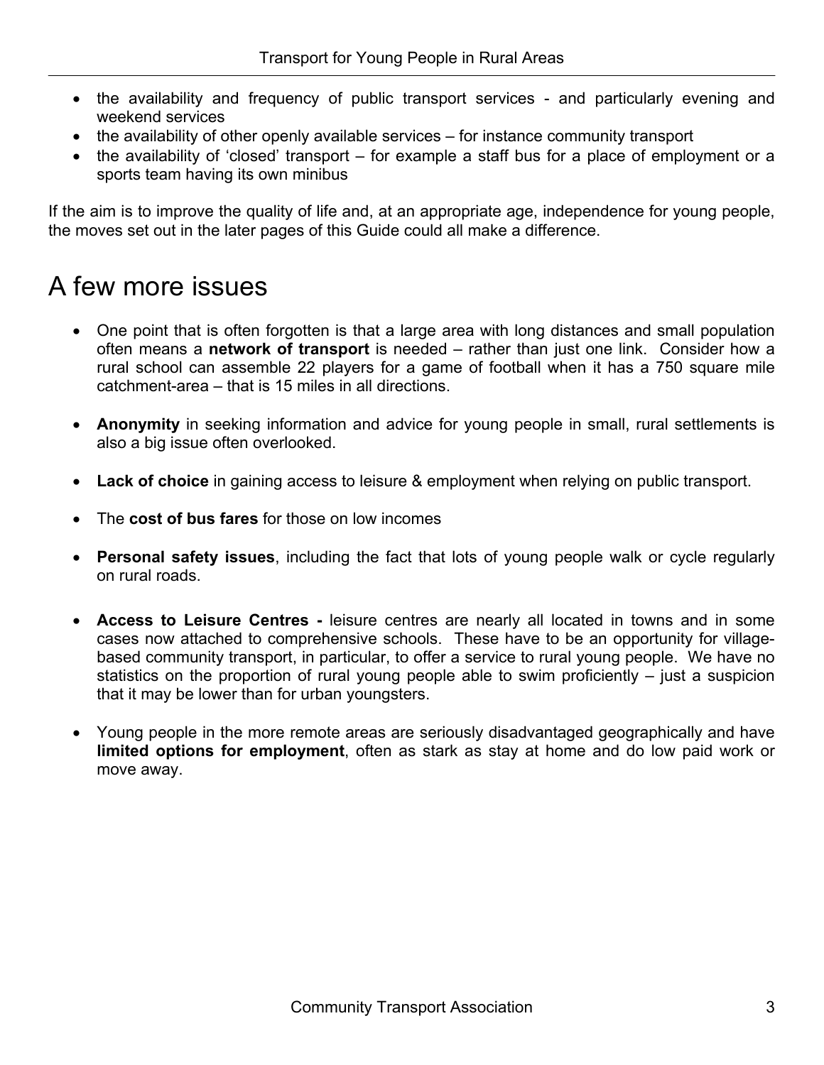- the availability and frequency of public transport services - and particularly evening and weekend services
- the availability of other openly available services – for instance community transport
- the availability of 'closed' transport – for example a staff bus for a place of employment or a sports team having its own minibus

If the aim is to improve the quality of life and, at an appropriate age, independence for young people, the moves set out in the later pages of this Guide could all make a difference.

# A few more issues

- One point that is often forgotten is that a large area with long distances and small population often means a **network of transport** is needed – rather than just one link. Consider how a rural school can assemble 22 players for a game of football when it has a 750 square mile catchment-area – that is 15 miles in all directions.

- **Anonymity** in seeking information and advice for young people in small, rural settlements is also a big issue often overlooked.

- **Lack of choice** in gaining access to leisure & employment when relying on public transport.

- The **cost of bus fares** for those on low incomes

- **Personal safety issues**, including the fact that lots of young people walk or cycle regularly on rural roads.

- **Access to Leisure Centres -** leisure centres are nearly all located in towns and in some cases now attached to comprehensive schools. These have to be an opportunity for village-based community transport, in particular, to offer a service to rural young people. We have no statistics on the proportion of rural young people able to swim proficiently – just a suspicion that it may be lower than for urban youngsters.

- Young people in the more remote areas are seriously disadvantaged geographically and have **limited options for employment**, often as stark as stay at home and do low paid work or move away.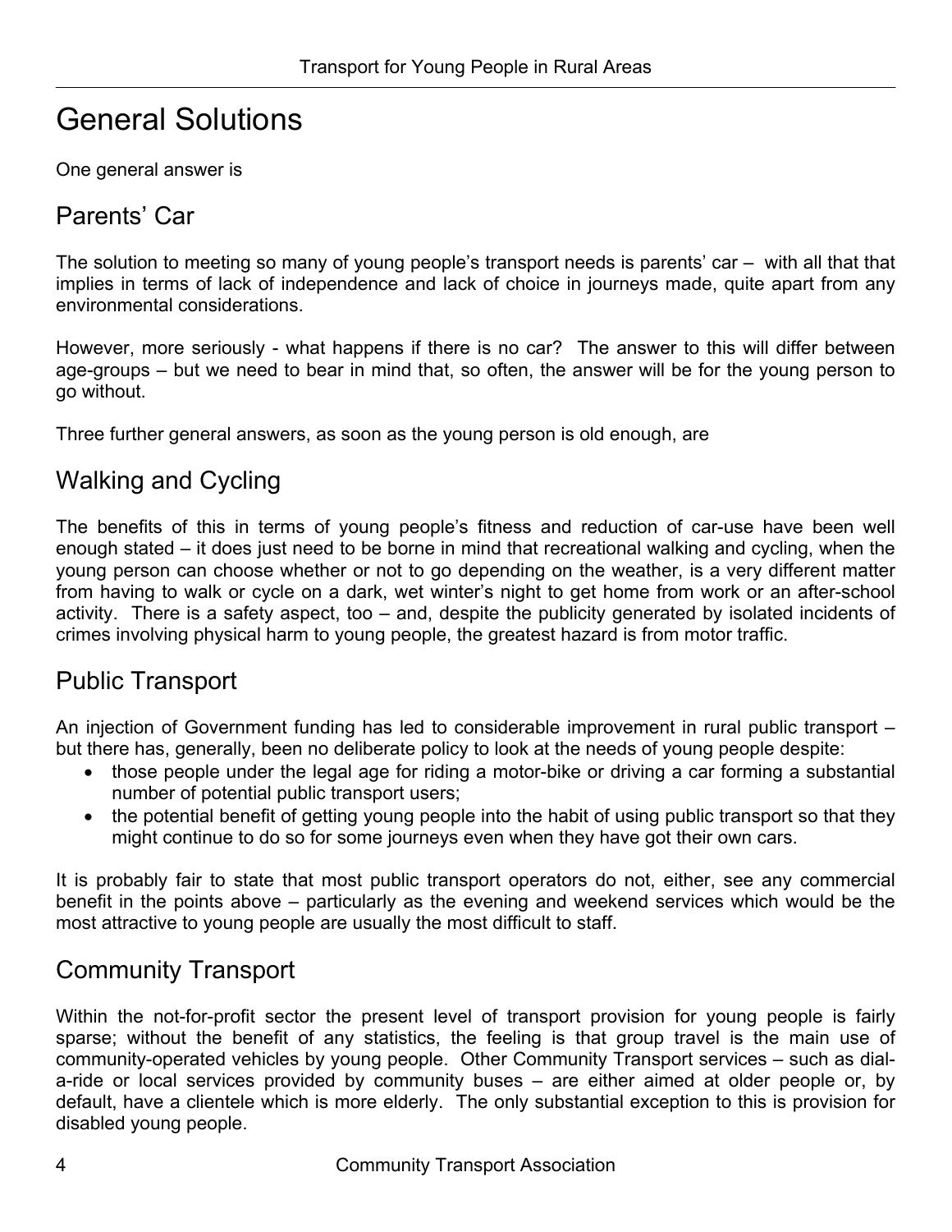# General Solutions

One general answer is

## Parents' Car

The solution to meeting so many of young people's transport needs is parents' car – with all that that implies in terms of lack of independence and lack of choice in journeys made, quite apart from any environmental considerations.

However, more seriously - what happens if there is no car? The answer to this will differ between age-groups – but we need to bear in mind that, so often, the answer will be for the young person to go without.

Three further general answers, as soon as the young person is old enough, are

## Walking and Cycling

The benefits of this in terms of young people's fitness and reduction of car-use have been well enough stated – it does just need to be borne in mind that recreational walking and cycling, when the young person can choose whether or not to go depending on the weather, is a very different matter from having to walk or cycle on a dark, wet winter's night to get home from work or an after-school activity. There is a safety aspect, too – and, despite the publicity generated by isolated incidents of crimes involving physical harm to young people, the greatest hazard is from motor traffic.

## Public Transport

An injection of Government funding has led to considerable improvement in rural public transport – but there has, generally, been no deliberate policy to look at the needs of young people despite:

- those people under the legal age for riding a motor-bike or driving a car forming a substantial number of potential public transport users;
- the potential benefit of getting young people into the habit of using public transport so that they might continue to do so for some journeys even when they have got their own cars.

It is probably fair to state that most public transport operators do not, either, see any commercial benefit in the points above – particularly as the evening and weekend services which would be the most attractive to young people are usually the most difficult to staff.

## Community Transport

Within the not-for-profit sector the present level of transport provision for young people is fairly sparse; without the benefit of any statistics, the feeling is that group travel is the main use of community-operated vehicles by young people. Other Community Transport services – such as dial-a-ride or local services provided by community buses – are either aimed at older people or, by default, have a clientele which is more elderly. The only substantial exception to this is provision for disabled young people.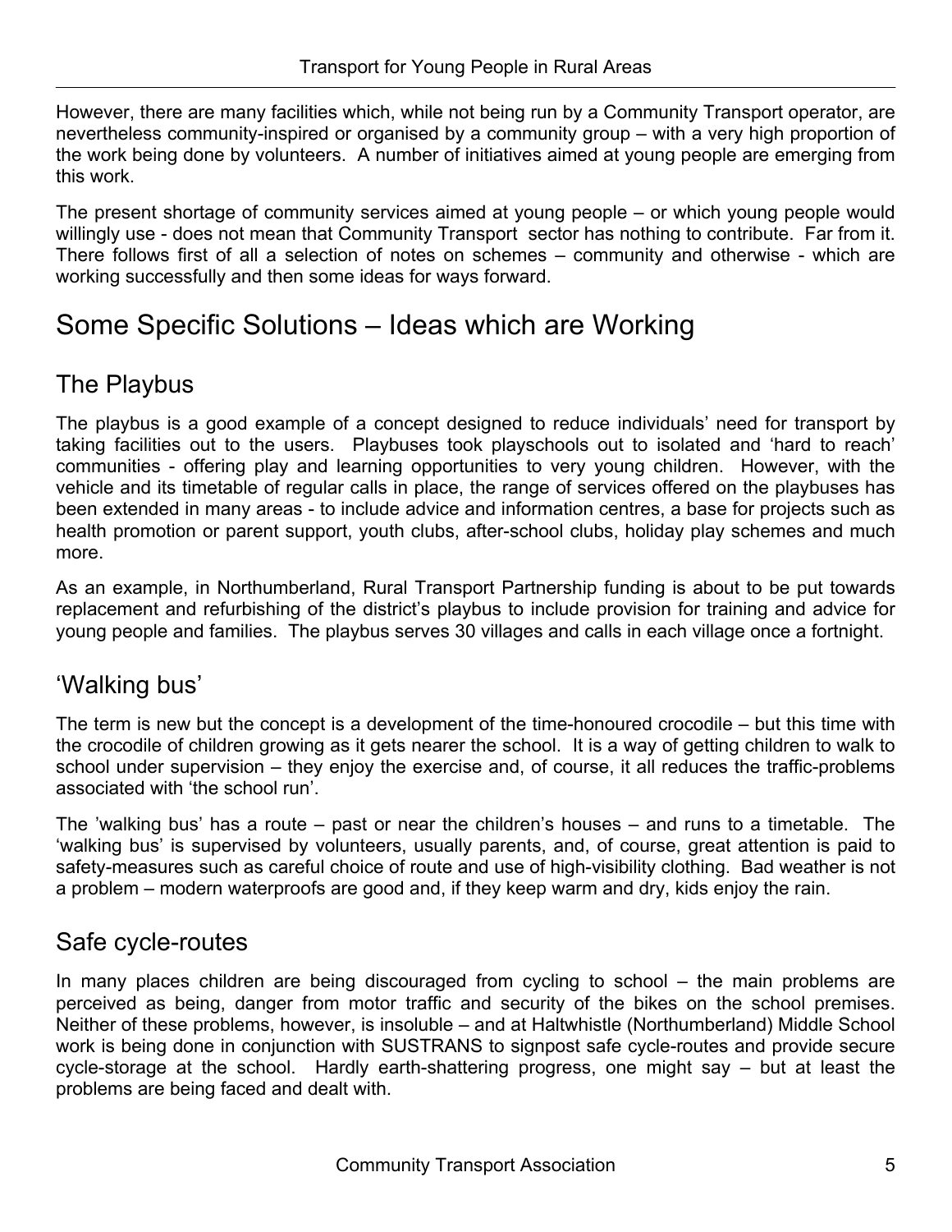However, there are many facilities which, while not being run by a Community Transport operator, are nevertheless community-inspired or organised by a community group – with a very high proportion of the work being done by volunteers. A number of initiatives aimed at young people are emerging from this work.

The present shortage of community services aimed at young people – or which young people would willingly use - does not mean that Community Transport sector has nothing to contribute. Far from it. There follows first of all a selection of notes on schemes – community and otherwise - which are working successfully and then some ideas for ways forward.

# Some Specific Solutions – Ideas which are Working

## The Playbus

The playbus is a good example of a concept designed to reduce individuals' need for transport by taking facilities out to the users. Playbuses took playschools out to isolated and 'hard to reach' communities - offering play and learning opportunities to very young children. However, with the vehicle and its timetable of regular calls in place, the range of services offered on the playbuses has been extended in many areas - to include advice and information centres, a base for projects such as health promotion or parent support, youth clubs, after-school clubs, holiday play schemes and much more.

As an example, in Northumberland, Rural Transport Partnership funding is about to be put towards replacement and refurbishing of the district's playbus to include provision for training and advice for young people and families. The playbus serves 30 villages and calls in each village once a fortnight.

## 'Walking bus'

The term is new but the concept is a development of the time-honoured crocodile – but this time with the crocodile of children growing as it gets nearer the school. It is a way of getting children to walk to school under supervision – they enjoy the exercise and, of course, it all reduces the traffic-problems associated with 'the school run'.

The 'walking bus' has a route – past or near the children's houses – and runs to a timetable. The 'walking bus' is supervised by volunteers, usually parents, and, of course, great attention is paid to safety-measures such as careful choice of route and use of high-visibility clothing. Bad weather is not a problem – modern waterproofs are good and, if they keep warm and dry, kids enjoy the rain.

## Safe cycle-routes

In many places children are being discouraged from cycling to school – the main problems are perceived as being, danger from motor traffic and security of the bikes on the school premises. Neither of these problems, however, is insoluble – and at Haltwhistle (Northumberland) Middle School work is being done in conjunction with SUSTRANS to signpost safe cycle-routes and provide secure cycle-storage at the school. Hardly earth-shattering progress, one might say – but at least the problems are being faced and dealt with.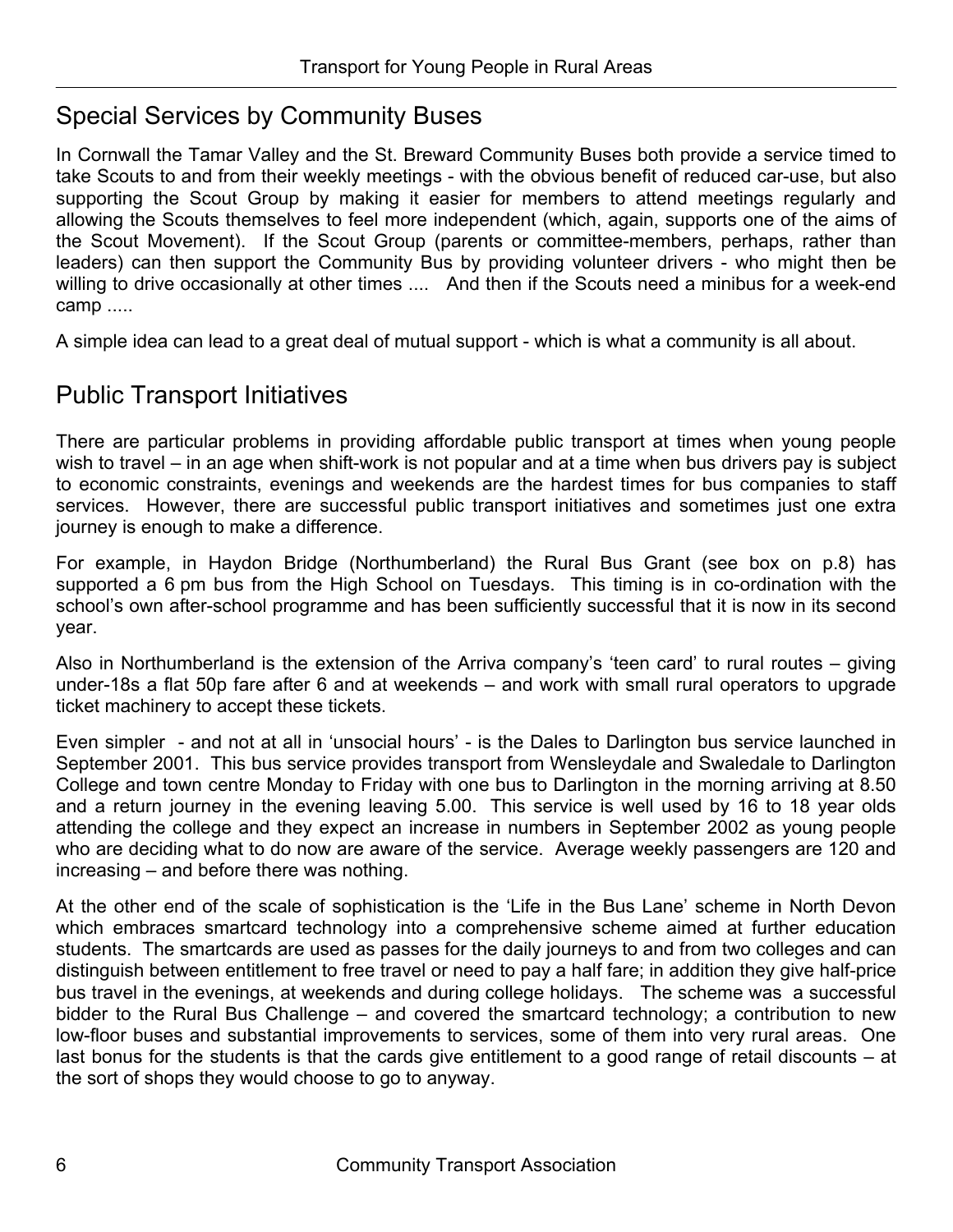## Special Services by Community Buses

In Cornwall the Tamar Valley and the St. Breward Community Buses both provide a service timed to take Scouts to and from their weekly meetings - with the obvious benefit of reduced car-use, but also supporting the Scout Group by making it easier for members to attend meetings regularly and allowing the Scouts themselves to feel more independent (which, again, supports one of the aims of the Scout Movement). If the Scout Group (parents or committee-members, perhaps, rather than leaders) can then support the Community Bus by providing volunteer drivers - who might then be willing to drive occasionally at other times .... And then if the Scouts need a minibus for a week-end camp .....

A simple idea can lead to a great deal of mutual support - which is what a community is all about.

## Public Transport Initiatives

There are particular problems in providing affordable public transport at times when young people wish to travel – in an age when shift-work is not popular and at a time when bus drivers pay is subject to economic constraints, evenings and weekends are the hardest times for bus companies to staff services. However, there are successful public transport initiatives and sometimes just one extra journey is enough to make a difference.

For example, in Haydon Bridge (Northumberland) the Rural Bus Grant (see box on p.8) has supported a 6 pm bus from the High School on Tuesdays. This timing is in co-ordination with the school's own after-school programme and has been sufficiently successful that it is now in its second year.

Also in Northumberland is the extension of the Arriva company's 'teen card' to rural routes – giving under-18s a flat 50p fare after 6 and at weekends – and work with small rural operators to upgrade ticket machinery to accept these tickets.

Even simpler - and not at all in 'unsocial hours' - is the Dales to Darlington bus service launched in September 2001. This bus service provides transport from Wensleydale and Swaledale to Darlington College and town centre Monday to Friday with one bus to Darlington in the morning arriving at 8.50 and a return journey in the evening leaving 5.00. This service is well used by 16 to 18 year olds attending the college and they expect an increase in numbers in September 2002 as young people who are deciding what to do now are aware of the service. Average weekly passengers are 120 and increasing – and before there was nothing.

At the other end of the scale of sophistication is the 'Life in the Bus Lane' scheme in North Devon which embraces smartcard technology into a comprehensive scheme aimed at further education students. The smartcards are used as passes for the daily journeys to and from two colleges and can distinguish between entitlement to free travel or need to pay a half fare; in addition they give half-price bus travel in the evenings, at weekends and during college holidays. The scheme was a successful bidder to the Rural Bus Challenge – and covered the smartcard technology; a contribution to new low-floor buses and substantial improvements to services, some of them into very rural areas. One last bonus for the students is that the cards give entitlement to a good range of retail discounts – at the sort of shops they would choose to go to anyway.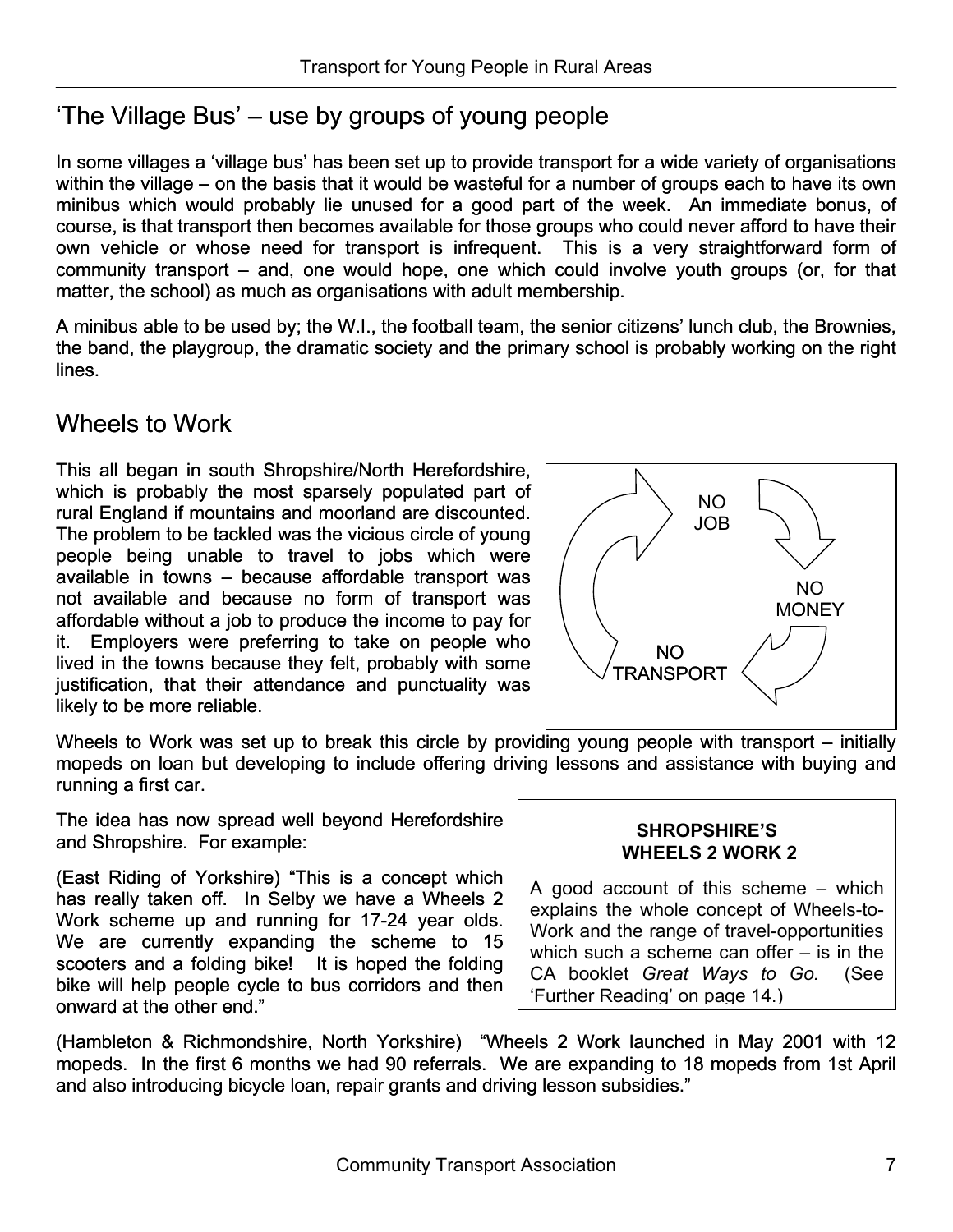## 'The Village Bus' – use by groups of young people

In some villages a 'village bus' has been set up to provide transport for a wide variety of organisations within the village – on the basis that it would be wasteful for a number of groups each to have its own minibus which would probably lie unused for a good part of the week. An immediate bonus, of course, is that transport then becomes available for those groups who could never afford to have their own vehicle or whose need for transport is infrequent. This is a very straightforward form of community transport – and, one would hope, one which could involve youth groups (or, for that matter, the school) as much as organisations with adult membership.

A minibus able to be used by; the W.I., the football team, the senior citizens' lunch club, the Brownies, the band, the playgroup, the dramatic society and the primary school is probably working on the right lines.

## Wheels to Work

This all began in south Shropshire/North Herefordshire, which is probably the most sparsely populated part of rural England if mountains and moorland are discounted. The problem to be tackled was the vicious circle of young people being unable to travel to jobs which were available in towns – because affordable transport was not available and because no form of transport was affordable without a job to produce the income to pay for it. Employers were preferring to take on people who lived in the towns because they felt, probably with some justification, that their attendance and punctuality was likely to be more reliable.

NO JOB → NO MONEY → NO TRANSPORT → NO JOB

Wheels to Work was set up to break this circle by providing young people with transport – initially mopeds on loan but developing to include offering driving lessons and assistance with buying and running a first car.

The idea has now spread well beyond Herefordshire and Shropshire. For example:

(East Riding of Yorkshire) "This is a concept which has really taken off. In Selby we have a Wheels 2 Work scheme up and running for 17-24 year olds. We are currently expanding the scheme to 15 scooters and a folding bike! It is hoped the folding bike will help people cycle to bus corridors and then onward at the other end."

> **SHROPSHIRE'S WHEELS 2 WORK 2**
>
> A good account of this scheme – which explains the whole concept of Wheels-to-Work and the range of travel-opportunities which such a scheme can offer – is in the CA booklet *Great Ways to Go.* (See 'Further Reading' on page 14.)

(Hambleton & Richmondshire, North Yorkshire) "Wheels 2 Work launched in May 2001 with 12 mopeds. In the first 6 months we had 90 referrals. We are expanding to 18 mopeds from 1st April and also introducing bicycle loan, repair grants and driving lesson subsidies."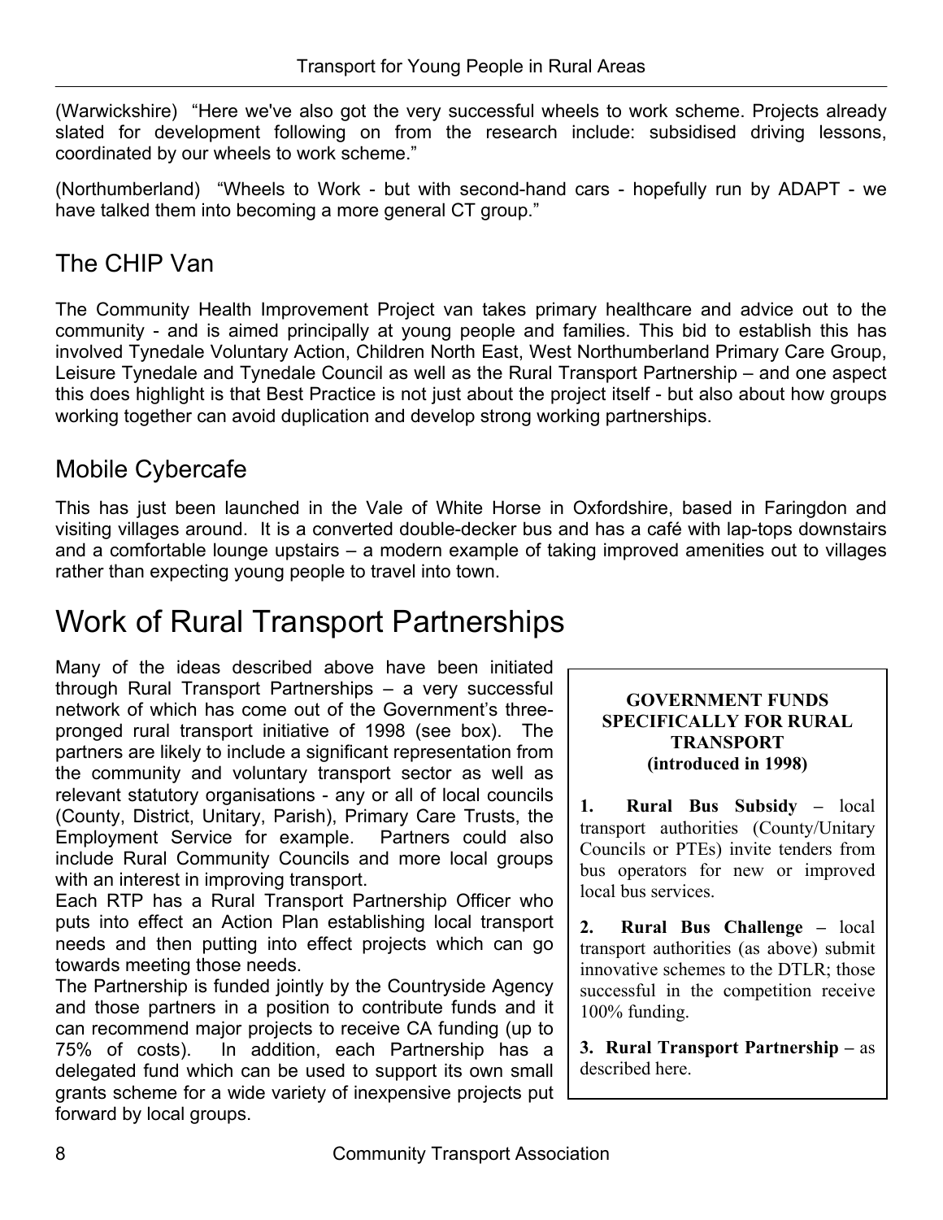(Warwickshire) "Here we've also got the very successful wheels to work scheme. Projects already slated for development following on from the research include: subsidised driving lessons, coordinated by our wheels to work scheme."

(Northumberland) "Wheels to Work - but with second-hand cars - hopefully run by ADAPT - we have talked them into becoming a more general CT group."

## The CHIP Van

The Community Health Improvement Project van takes primary healthcare and advice out to the community - and is aimed principally at young people and families. This bid to establish this has involved Tynedale Voluntary Action, Children North East, West Northumberland Primary Care Group, Leisure Tynedale and Tynedale Council as well as the Rural Transport Partnership – and one aspect this does highlight is that Best Practice is not just about the project itself - but also about how groups working together can avoid duplication and develop strong working partnerships.

## Mobile Cybercafe

This has just been launched in the Vale of White Horse in Oxfordshire, based in Faringdon and visiting villages around. It is a converted double-decker bus and has a café with lap-tops downstairs and a comfortable lounge upstairs – a modern example of taking improved amenities out to villages rather than expecting young people to travel into town.

# Work of Rural Transport Partnerships

Many of the ideas described above have been initiated through Rural Transport Partnerships – a very successful network of which has come out of the Government's three-pronged rural transport initiative of 1998 (see box). The partners are likely to include a significant representation from the community and voluntary transport sector as well as relevant statutory organisations - any or all of local councils (County, District, Unitary, Parish), Primary Care Trusts, the Employment Service for example. Partners could also include Rural Community Councils and more local groups with an interest in improving transport.

Each RTP has a Rural Transport Partnership Officer who puts into effect an Action Plan establishing local transport needs and then putting into effect projects which can go towards meeting those needs.

The Partnership is funded jointly by the Countryside Agency and those partners in a position to contribute funds and it can recommend major projects to receive CA funding (up to 75% of costs). In addition, each Partnership has a delegated fund which can be used to support its own small grants scheme for a wide variety of inexpensive projects put forward by local groups.

**GOVERNMENT FUNDS SPECIFICALLY FOR RURAL TRANSPORT (introduced in 1998)**

1. **Rural Bus Subsidy** – local transport authorities (County/Unitary Councils or PTEs) invite tenders from bus operators for new or improved local bus services.

2. **Rural Bus Challenge** – local transport authorities (as above) submit innovative schemes to the DTLR; those successful in the competition receive 100% funding.

3. **Rural Transport Partnership** – as described here.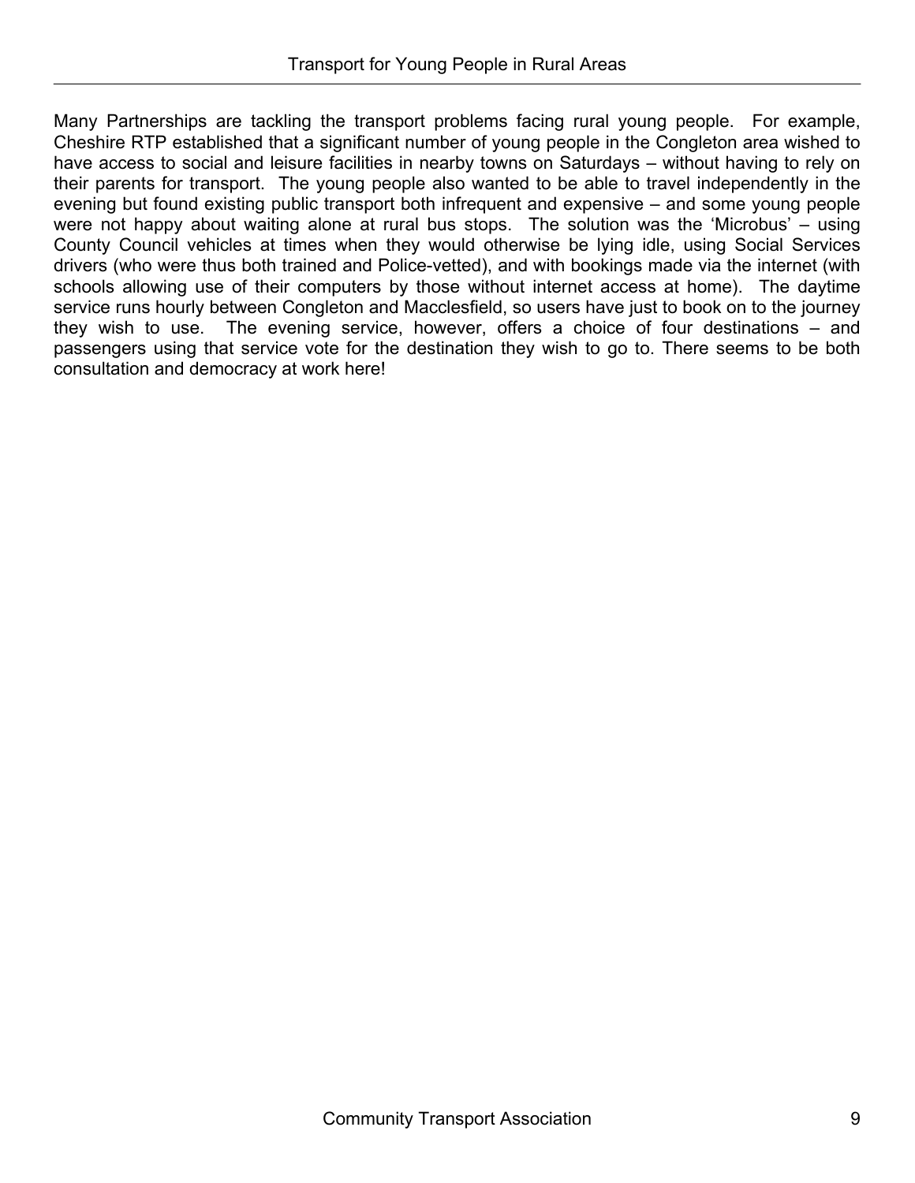Many Partnerships are tackling the transport problems facing rural young people. For example, Cheshire RTP established that a significant number of young people in the Congleton area wished to have access to social and leisure facilities in nearby towns on Saturdays – without having to rely on their parents for transport. The young people also wanted to be able to travel independently in the evening but found existing public transport both infrequent and expensive – and some young people were not happy about waiting alone at rural bus stops. The solution was the 'Microbus' – using County Council vehicles at times when they would otherwise be lying idle, using Social Services drivers (who were thus both trained and Police-vetted), and with bookings made via the internet (with schools allowing use of their computers by those without internet access at home). The daytime service runs hourly between Congleton and Macclesfield, so users have just to book on to the journey they wish to use. The evening service, however, offers a choice of four destinations – and passengers using that service vote for the destination they wish to go to. There seems to be both consultation and democracy at work here!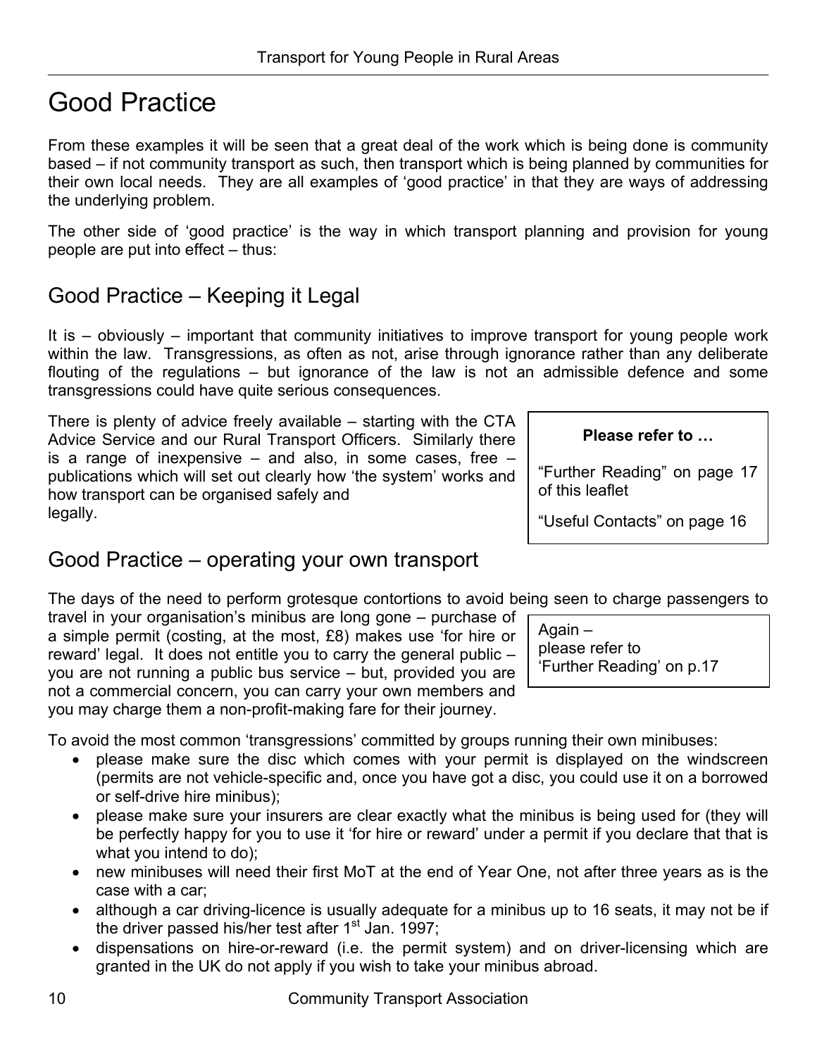# Good Practice

From these examples it will be seen that a great deal of the work which is being done is community based – if not community transport as such, then transport which is being planned by communities for their own local needs. They are all examples of 'good practice' in that they are ways of addressing the underlying problem.

The other side of 'good practice' is the way in which transport planning and provision for young people are put into effect – thus:

## Good Practice – Keeping it Legal

It is – obviously – important that community initiatives to improve transport for young people work within the law. Transgressions, as often as not, arise through ignorance rather than any deliberate flouting of the regulations – but ignorance of the law is not an admissible defence and some transgressions could have quite serious consequences.

There is plenty of advice freely available – starting with the CTA Advice Service and our Rural Transport Officers. Similarly there is a range of inexpensive – and also, in some cases, free – publications which will set out clearly how 'the system' works and how transport can be organised safely and legally.

> **Please refer to …**
>
> "Further Reading" on page 17 of this leaflet
>
> "Useful Contacts" on page 16

## Good Practice – operating your own transport

The days of the need to perform grotesque contortions to avoid being seen to charge passengers to travel in your organisation's minibus are long gone – purchase of a simple permit (costing, at the most, £8) makes use 'for hire or reward' legal. It does not entitle you to carry the general public – you are not running a public bus service – but, provided you are not a commercial concern, you can carry your own members and you may charge them a non-profit-making fare for their journey.

> Again – please refer to 'Further Reading' on p.17

To avoid the most common 'transgressions' committed by groups running their own minibuses:

- please make sure the disc which comes with your permit is displayed on the windscreen (permits are not vehicle-specific and, once you have got a disc, you could use it on a borrowed or self-drive hire minibus);
- please make sure your insurers are clear exactly what the minibus is being used for (they will be perfectly happy for you to use it 'for hire or reward' under a permit if you declare that that is what you intend to do);
- new minibuses will need their first MoT at the end of Year One, not after three years as is the case with a car;
- although a car driving-licence is usually adequate for a minibus up to 16 seats, it may not be if the driver passed his/her test after 1st Jan. 1997;
- dispensations on hire-or-reward (i.e. the permit system) and on driver-licensing which are granted in the UK do not apply if you wish to take your minibus abroad.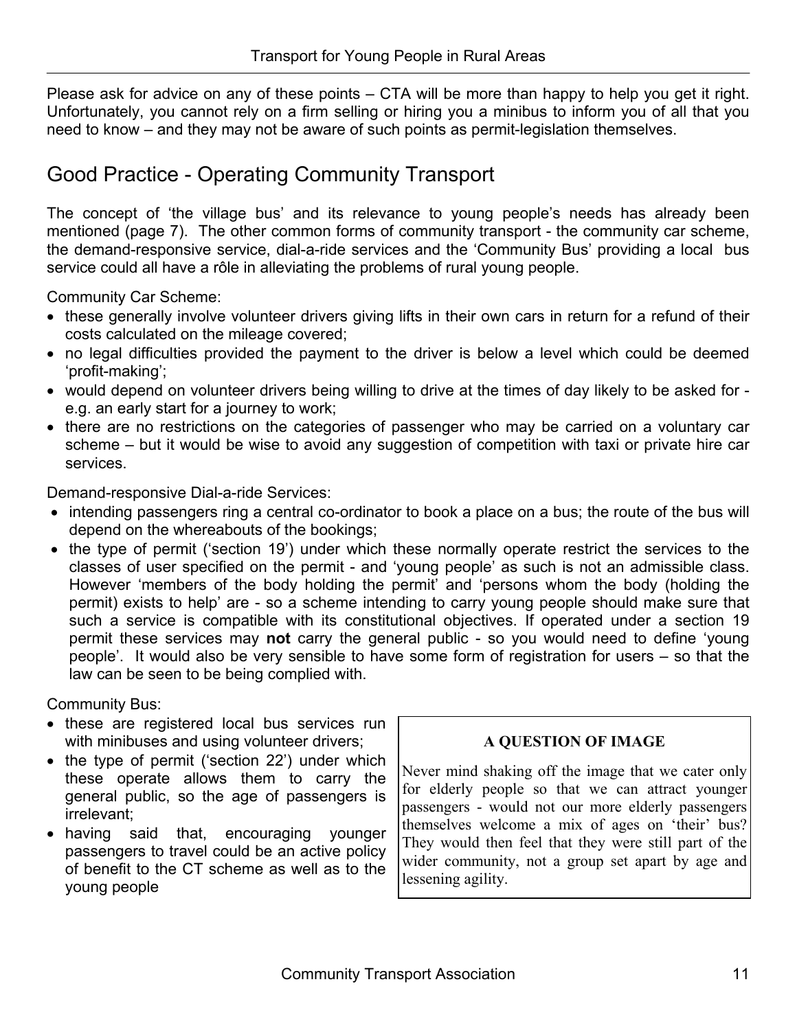Please ask for advice on any of these points – CTA will be more than happy to help you get it right. Unfortunately, you cannot rely on a firm selling or hiring you a minibus to inform you of all that you need to know – and they may not be aware of such points as permit-legislation themselves.

## Good Practice - Operating Community Transport

The concept of 'the village bus' and its relevance to young people's needs has already been mentioned (page 7). The other common forms of community transport - the community car scheme, the demand-responsive service, dial-a-ride services and the 'Community Bus' providing a local bus service could all have a rôle in alleviating the problems of rural young people.

Community Car Scheme:

- these generally involve volunteer drivers giving lifts in their own cars in return for a refund of their costs calculated on the mileage covered;
- no legal difficulties provided the payment to the driver is below a level which could be deemed 'profit-making';
- would depend on volunteer drivers being willing to drive at the times of day likely to be asked for - e.g. an early start for a journey to work;
- there are no restrictions on the categories of passenger who may be carried on a voluntary car scheme – but it would be wise to avoid any suggestion of competition with taxi or private hire car services.

Demand-responsive Dial-a-ride Services:

- intending passengers ring a central co-ordinator to book a place on a bus; the route of the bus will depend on the whereabouts of the bookings;
- the type of permit ('section 19') under which these normally operate restrict the services to the classes of user specified on the permit - and 'young people' as such is not an admissible class. However 'members of the body holding the permit' and 'persons whom the body (holding the permit) exists to help' are - so a scheme intending to carry young people should make sure that such a service is compatible with its constitutional objectives. If operated under a section 19 permit these services may **not** carry the general public - so you would need to define 'young people'. It would also be very sensible to have some form of registration for users – so that the law can be seen to be being complied with.

Community Bus:

- these are registered local bus services run with minibuses and using volunteer drivers;
- the type of permit ('section 22') under which these operate allows them to carry the general public, so the age of passengers is irrelevant;
- having said that, encouraging younger passengers to travel could be an active policy of benefit to the CT scheme as well as to the young people

**A QUESTION OF IMAGE**

Never mind shaking off the image that we cater only for elderly people so that we can attract younger passengers - would not our more elderly passengers themselves welcome a mix of ages on 'their' bus? They would then feel that they were still part of the wider community, not a group set apart by age and lessening agility.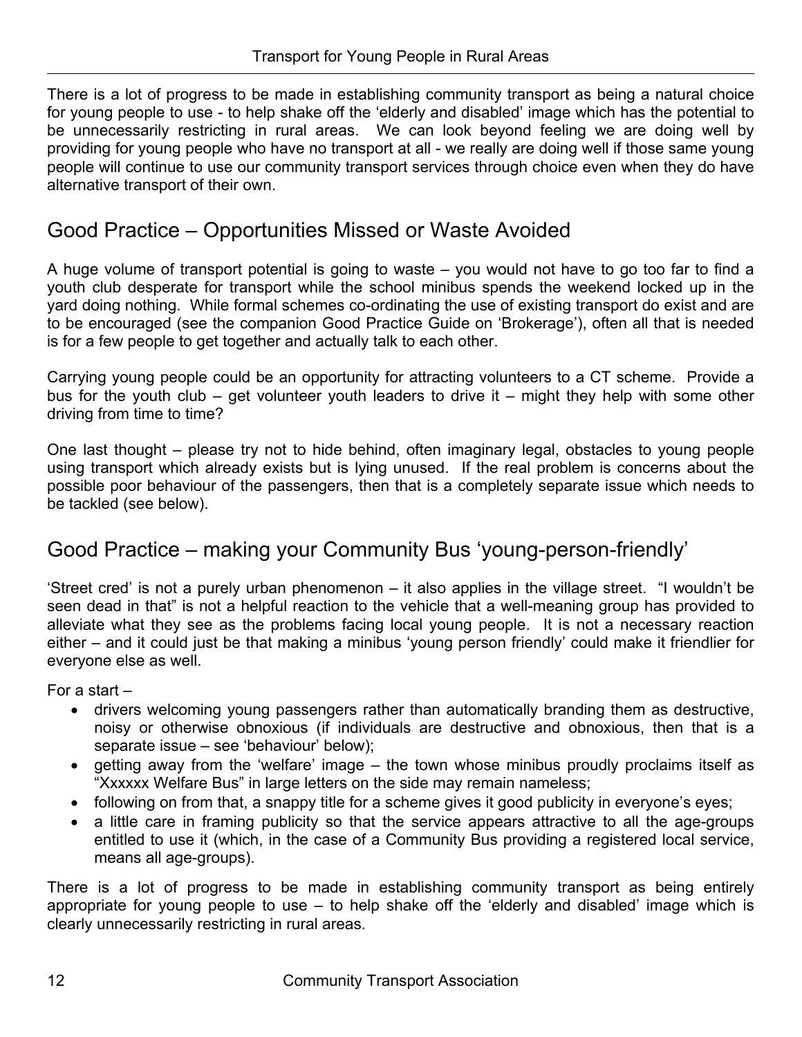There is a lot of progress to be made in establishing community transport as being a natural choice for young people to use - to help shake off the 'elderly and disabled' image which has the potential to be unnecessarily restricting in rural areas. We can look beyond feeling we are doing well by providing for young people who have no transport at all - we really are doing well if those same young people will continue to use our community transport services through choice even when they do have alternative transport of their own.

## Good Practice – Opportunities Missed or Waste Avoided

A huge volume of transport potential is going to waste – you would not have to go too far to find a youth club desperate for transport while the school minibus spends the weekend locked up in the yard doing nothing. While formal schemes co-ordinating the use of existing transport do exist and are to be encouraged (see the companion Good Practice Guide on 'Brokerage'), often all that is needed is for a few people to get together and actually talk to each other.

Carrying young people could be an opportunity for attracting volunteers to a CT scheme. Provide a bus for the youth club – get volunteer youth leaders to drive it – might they help with some other driving from time to time?

One last thought – please try not to hide behind, often imaginary legal, obstacles to young people using transport which already exists but is lying unused. If the real problem is concerns about the possible poor behaviour of the passengers, then that is a completely separate issue which needs to be tackled (see below).

## Good Practice – making your Community Bus 'young-person-friendly'

'Street cred' is not a purely urban phenomenon – it also applies in the village street. "I wouldn't be seen dead in that" is not a helpful reaction to the vehicle that a well-meaning group has provided to alleviate what they see as the problems facing local young people. It is not a necessary reaction either – and it could just be that making a minibus 'young person friendly' could make it friendlier for everyone else as well.

For a start –

- drivers welcoming young passengers rather than automatically branding them as destructive, noisy or otherwise obnoxious (if individuals are destructive and obnoxious, then that is a separate issue – see 'behaviour' below);
- getting away from the 'welfare' image – the town whose minibus proudly proclaims itself as "Xxxxxx Welfare Bus" in large letters on the side may remain nameless;
- following on from that, a snappy title for a scheme gives it good publicity in everyone's eyes;
- a little care in framing publicity so that the service appears attractive to all the age-groups entitled to use it (which, in the case of a Community Bus providing a registered local service, means all age-groups).

There is a lot of progress to be made in establishing community transport as being entirely appropriate for young people to use – to help shake off the 'elderly and disabled' image which is clearly unnecessarily restricting in rural areas.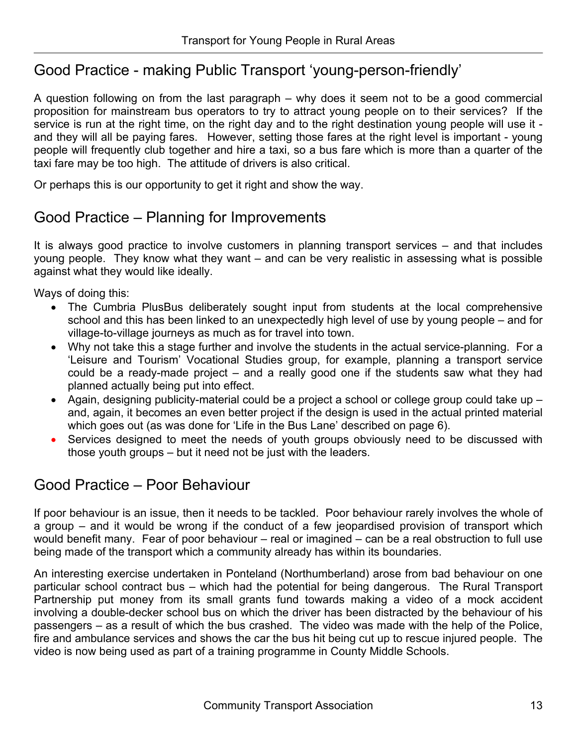## Good Practice - making Public Transport 'young-person-friendly'

A question following on from the last paragraph – why does it seem not to be a good commercial proposition for mainstream bus operators to try to attract young people on to their services? If the service is run at the right time, on the right day and to the right destination young people will use it - and they will all be paying fares. However, setting those fares at the right level is important - young people will frequently club together and hire a taxi, so a bus fare which is more than a quarter of the taxi fare may be too high. The attitude of drivers is also critical.

Or perhaps this is our opportunity to get it right and show the way.

## Good Practice – Planning for Improvements

It is always good practice to involve customers in planning transport services – and that includes young people. They know what they want – and can be very realistic in assessing what is possible against what they would like ideally.

Ways of doing this:

- The Cumbria PlusBus deliberately sought input from students at the local comprehensive school and this has been linked to an unexpectedly high level of use by young people – and for village-to-village journeys as much as for travel into town.
- Why not take this a stage further and involve the students in the actual service-planning. For a 'Leisure and Tourism' Vocational Studies group, for example, planning a transport service could be a ready-made project – and a really good one if the students saw what they had planned actually being put into effect.
- Again, designing publicity-material could be a project a school or college group could take up – and, again, it becomes an even better project if the design is used in the actual printed material which goes out (as was done for 'Life in the Bus Lane' described on page 6).
- Services designed to meet the needs of youth groups obviously need to be discussed with those youth groups – but it need not be just with the leaders.

## Good Practice – Poor Behaviour

If poor behaviour is an issue, then it needs to be tackled. Poor behaviour rarely involves the whole of a group – and it would be wrong if the conduct of a few jeopardised provision of transport which would benefit many. Fear of poor behaviour – real or imagined – can be a real obstruction to full use being made of the transport which a community already has within its boundaries.

An interesting exercise undertaken in Ponteland (Northumberland) arose from bad behaviour on one particular school contract bus – which had the potential for being dangerous. The Rural Transport Partnership put money from its small grants fund towards making a video of a mock accident involving a double-decker school bus on which the driver has been distracted by the behaviour of his passengers – as a result of which the bus crashed. The video was made with the help of the Police, fire and ambulance services and shows the car the bus hit being cut up to rescue injured people. The video is now being used as part of a training programme in County Middle Schools.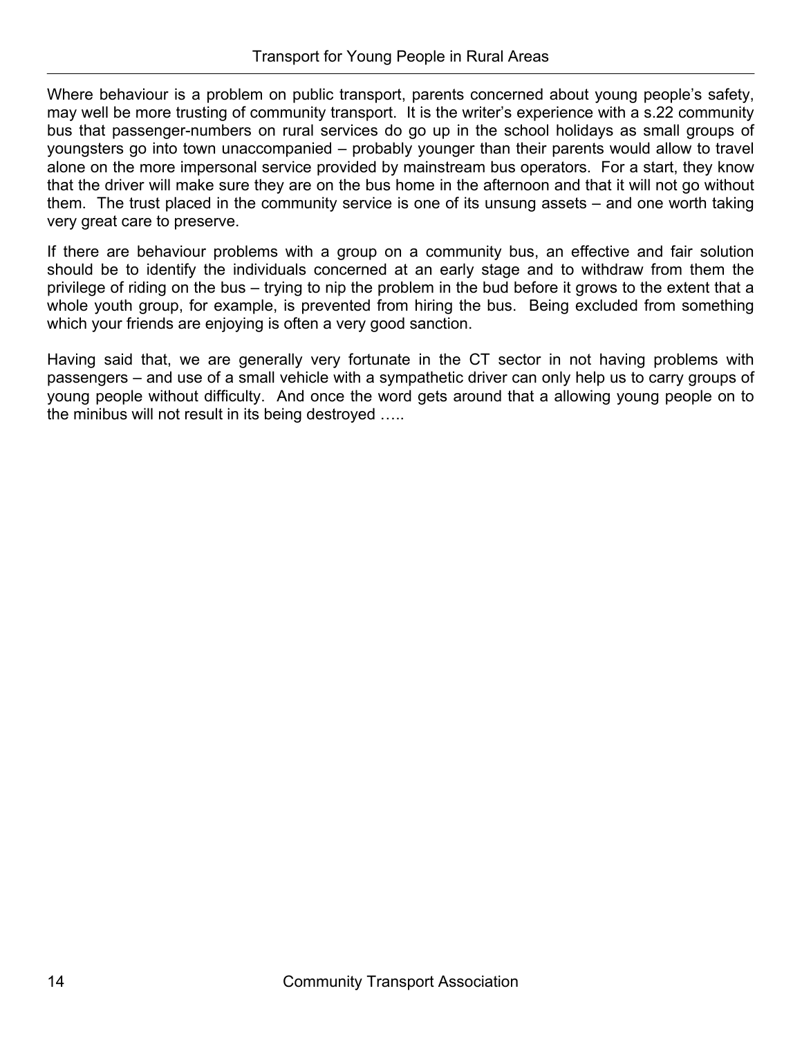Where behaviour is a problem on public transport, parents concerned about young people's safety, may well be more trusting of community transport. It is the writer's experience with a s.22 community bus that passenger-numbers on rural services do go up in the school holidays as small groups of youngsters go into town unaccompanied – probably younger than their parents would allow to travel alone on the more impersonal service provided by mainstream bus operators. For a start, they know that the driver will make sure they are on the bus home in the afternoon and that it will not go without them. The trust placed in the community service is one of its unsung assets – and one worth taking very great care to preserve.

If there are behaviour problems with a group on a community bus, an effective and fair solution should be to identify the individuals concerned at an early stage and to withdraw from them the privilege of riding on the bus – trying to nip the problem in the bud before it grows to the extent that a whole youth group, for example, is prevented from hiring the bus. Being excluded from something which your friends are enjoying is often a very good sanction.

Having said that, we are generally very fortunate in the CT sector in not having problems with passengers – and use of a small vehicle with a sympathetic driver can only help us to carry groups of young people without difficulty. And once the word gets around that a allowing young people on to the minibus will not result in its being destroyed …..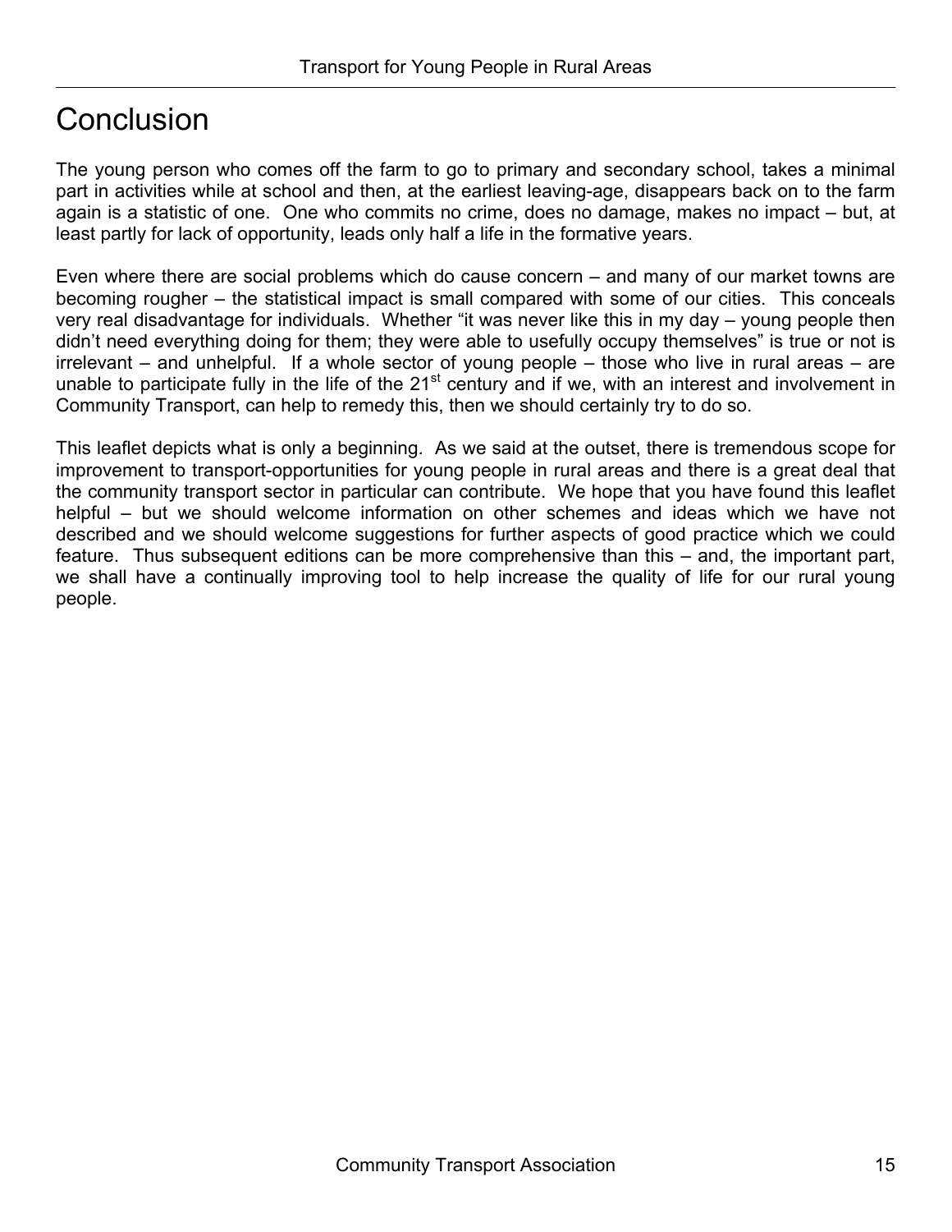# Conclusion

The young person who comes off the farm to go to primary and secondary school, takes a minimal part in activities while at school and then, at the earliest leaving-age, disappears back on to the farm again is a statistic of one. One who commits no crime, does no damage, makes no impact – but, at least partly for lack of opportunity, leads only half a life in the formative years.

Even where there are social problems which do cause concern – and many of our market towns are becoming rougher – the statistical impact is small compared with some of our cities. This conceals very real disadvantage for individuals. Whether "it was never like this in my day – young people then didn't need everything doing for them; they were able to usefully occupy themselves" is true or not is irrelevant – and unhelpful. If a whole sector of young people – those who live in rural areas – are unable to participate fully in the life of the 21st century and if we, with an interest and involvement in Community Transport, can help to remedy this, then we should certainly try to do so.

This leaflet depicts what is only a beginning. As we said at the outset, there is tremendous scope for improvement to transport-opportunities for young people in rural areas and there is a great deal that the community transport sector in particular can contribute. We hope that you have found this leaflet helpful – but we should welcome information on other schemes and ideas which we have not described and we should welcome suggestions for further aspects of good practice which we could feature. Thus subsequent editions can be more comprehensive than this – and, the important part, we shall have a continually improving tool to help increase the quality of life for our rural young people.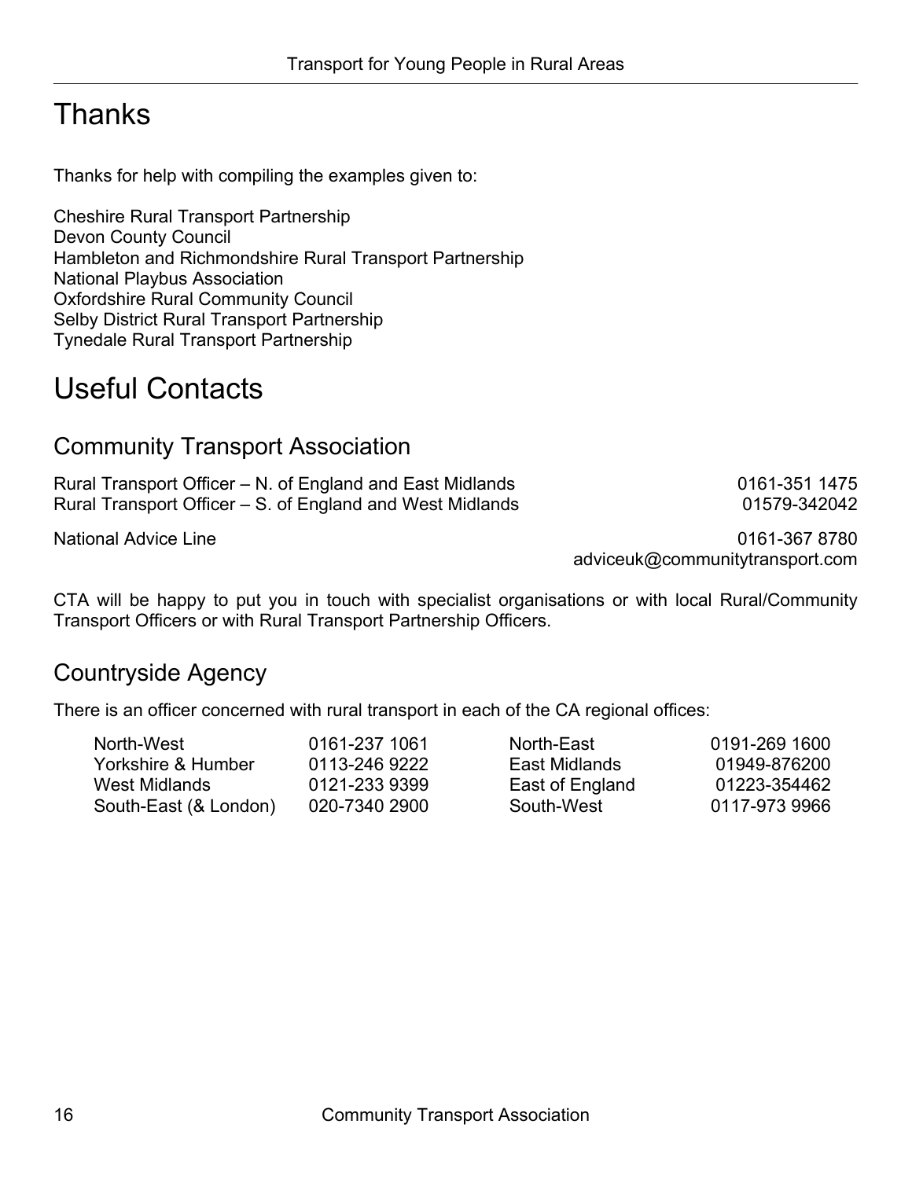# Thanks

Thanks for help with compiling the examples given to:

Cheshire Rural Transport Partnership
Devon County Council
Hambleton and Richmondshire Rural Transport Partnership
National Playbus Association
Oxfordshire Rural Community Council
Selby District Rural Transport Partnership
Tynedale Rural Transport Partnership

# Useful Contacts

## Community Transport Association

Rural Transport Officer – N. of England and East Midlands 0161-351 1475
Rural Transport Officer – S. of England and West Midlands 01579-342042

National Advice Line 0161-367 8780
adviceuk@communitytransport.com

CTA will be happy to put you in touch with specialist organisations or with local Rural/Community Transport Officers or with Rural Transport Partnership Officers.

## Countryside Agency

There is an officer concerned with rural transport in each of the CA regional offices:

| | | | |
|---|---|---|---|
| North-West | 0161-237 1061 | North-East | 0191-269 1600 |
| Yorkshire & Humber | 0113-246 9222 | East Midlands | 01949-876200 |
| West Midlands | 0121-233 9399 | East of England | 01223-354462 |
| South-East (& London) | 020-7340 2900 | South-West | 0117-973 9966 |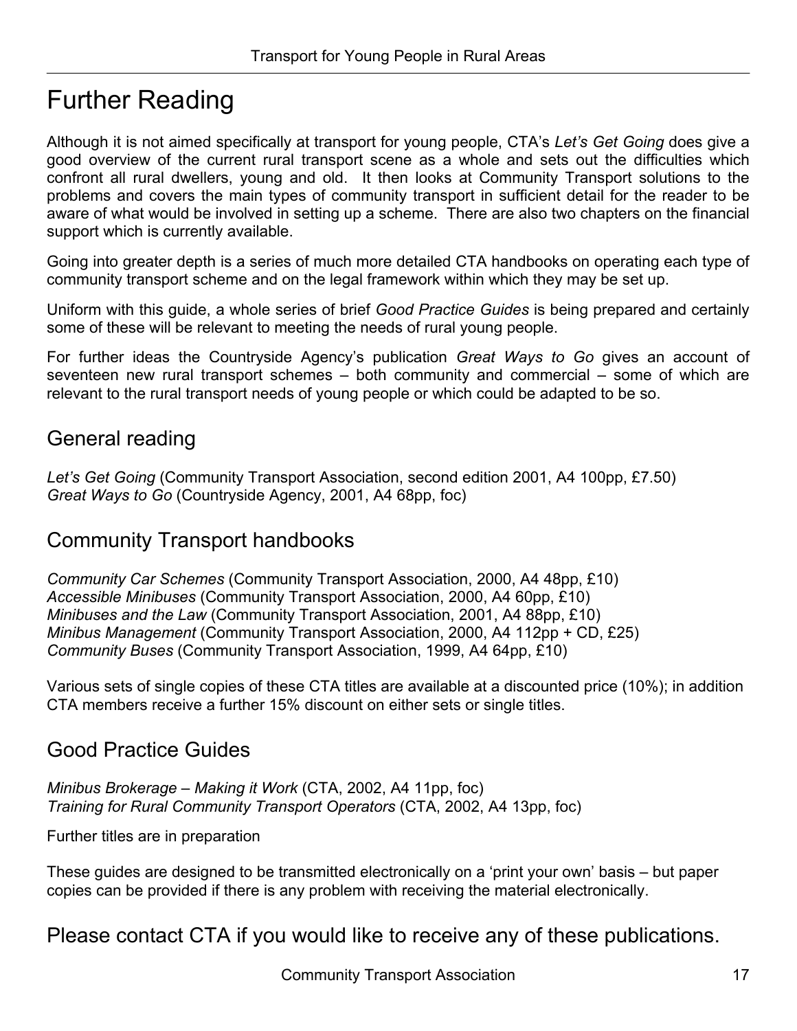# Further Reading

Although it is not aimed specifically at transport for young people, CTA's *Let's Get Going* does give a good overview of the current rural transport scene as a whole and sets out the difficulties which confront all rural dwellers, young and old. It then looks at Community Transport solutions to the problems and covers the main types of community transport in sufficient detail for the reader to be aware of what would be involved in setting up a scheme. There are also two chapters on the financial support which is currently available.

Going into greater depth is a series of much more detailed CTA handbooks on operating each type of community transport scheme and on the legal framework within which they may be set up.

Uniform with this guide, a whole series of brief *Good Practice Guides* is being prepared and certainly some of these will be relevant to meeting the needs of rural young people.

For further ideas the Countryside Agency's publication *Great Ways to Go* gives an account of seventeen new rural transport schemes – both community and commercial – some of which are relevant to the rural transport needs of young people or which could be adapted to be so.

## General reading

*Let's Get Going* (Community Transport Association, second edition 2001, A4 100pp, £7.50)
*Great Ways to Go* (Countryside Agency, 2001, A4 68pp, foc)

## Community Transport handbooks

*Community Car Schemes* (Community Transport Association, 2000, A4 48pp, £10)
*Accessible Minibuses* (Community Transport Association, 2000, A4 60pp, £10)
*Minibuses and the Law* (Community Transport Association, 2001, A4 88pp, £10)
*Minibus Management* (Community Transport Association, 2000, A4 112pp + CD, £25)
*Community Buses* (Community Transport Association, 1999, A4 64pp, £10)

Various sets of single copies of these CTA titles are available at a discounted price (10%); in addition CTA members receive a further 15% discount on either sets or single titles.

## Good Practice Guides

*Minibus Brokerage – Making it Work* (CTA, 2002, A4 11pp, foc)
*Training for Rural Community Transport Operators* (CTA, 2002, A4 13pp, foc)

Further titles are in preparation

These guides are designed to be transmitted electronically on a 'print your own' basis – but paper copies can be provided if there is any problem with receiving the material electronically.

## Please contact CTA if you would like to receive any of these publications.